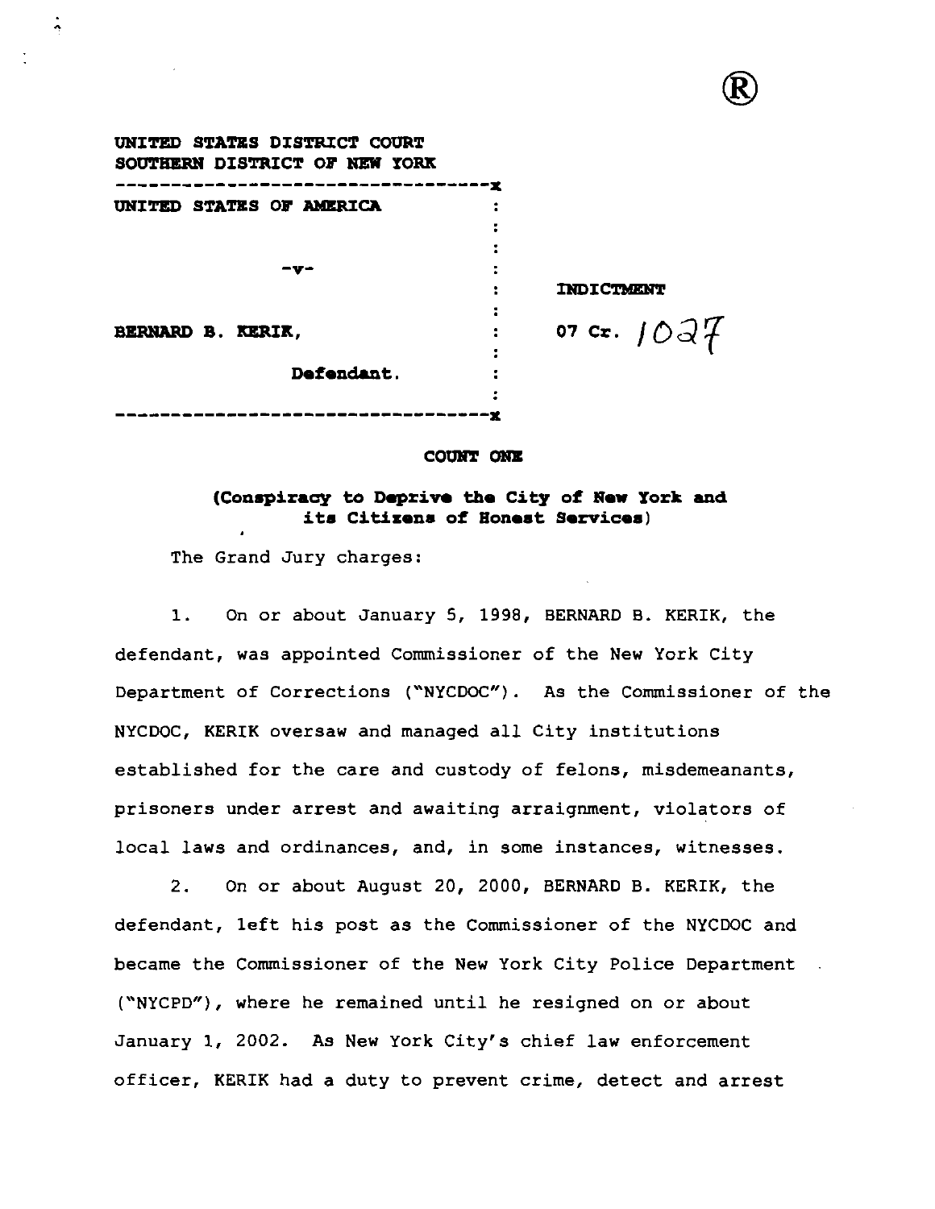UNITED STATES DISTRICT COURT
SOUTHERN DISTRICT OF NEW YORK

---

UNITED STATES OF AMERICA

-v-

BERNARD B. KERIK,

Defendant.

---

INDICTMENT

07 Cr. 1027

## COUNT ONE

**(Conspiracy to Deprive the City of New York and its Citizens of Honest Services)**

The Grand Jury charges:

1. On or about January 5, 1998, BERNARD B. KERIK, the defendant, was appointed Commissioner of the New York City Department of Corrections ("NYCDOC"). As the Commissioner of the NYCDOC, KERIK oversaw and managed all City institutions established for the care and custody of felons, misdemeanants, prisoners under arrest and awaiting arraignment, violators of local laws and ordinances, and, in some instances, witnesses.

2. On or about August 20, 2000, BERNARD B. KERIK, the defendant, left his post as the Commissioner of the NYCDOC and became the Commissioner of the New York City Police Department ("NYCPD"), where he remained until he resigned on or about January 1, 2002. As New York City's chief law enforcement officer, KERIK had a duty to prevent crime, detect and arrest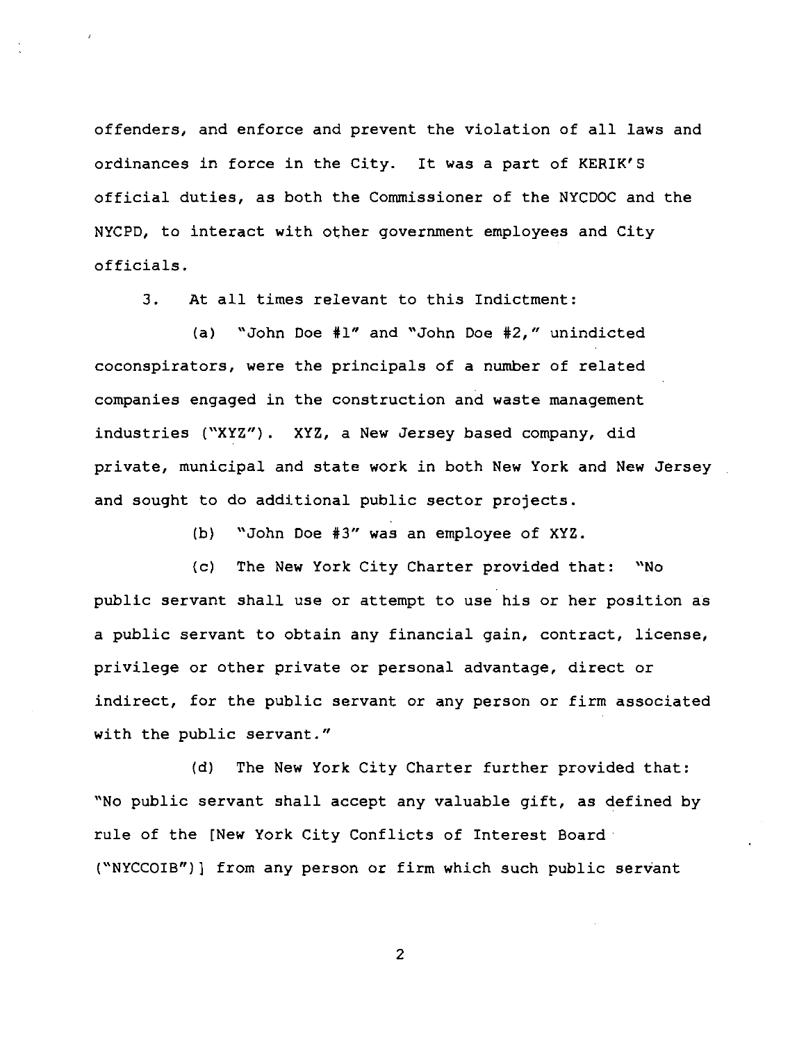offenders, and enforce and prevent the violation of all laws and ordinances in force in the City. It was a part of KERIK'S official duties, as both the Commissioner of the NYCDOC and the NYCPD, to interact with other government employees and City officials.

3. At all times relevant to this Indictment:

(a) "John Doe #1" and "John Doe #2," unindicted coconspirators, were the principals of a number of related companies engaged in the construction and waste management industries ("XYZ"). XYZ, a New Jersey based company, did private, municipal and state work in both New York and New Jersey and sought to do additional public sector projects.

(b) "John Doe #3" was an employee of XYZ.

(c) The New York City Charter provided that: "No public servant shall use or attempt to use his or her position as a public servant to obtain any financial gain, contract, license, privilege or other private or personal advantage, direct or indirect, for the public servant or any person or firm associated with the public servant."

(d) The New York City Charter further provided that: "No public servant shall accept any valuable gift, as defined by rule of the [New York City Conflicts of Interest Board ("NYCCOIB")] from any person or firm which such public servant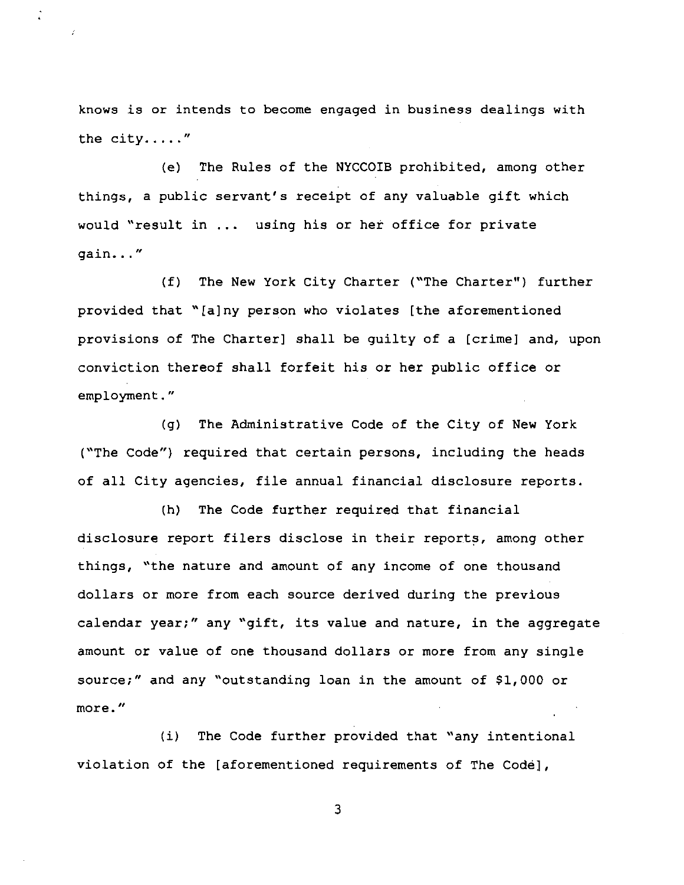knows is or intends to become engaged in business dealings with the city....."

(e) The Rules of the NYCCOIB prohibited, among other things, a public servant's receipt of any valuable gift which would "result in ... using his or her office for private gain..."

(f) The New York City Charter ("The Charter") further provided that "[a]ny person who violates [the aforementioned provisions of The Charter] shall be guilty of a [crime] and, upon conviction thereof shall forfeit his or her public office or employment."

(g) The Administrative Code of the City of New York ("The Code") required that certain persons, including the heads of all City agencies, file annual financial disclosure reports.

(h) The Code further required that financial disclosure report filers disclose in their reports, among other things, "the nature and amount of any income of one thousand dollars or more from each source derived during the previous calendar year;" any "gift, its value and nature, in the aggregate amount or value of one thousand dollars or more from any single source;" and any "outstanding loan in the amount of $1,000 or more."

(i) The Code further provided that "any intentional violation of the [aforementioned requirements of The Code],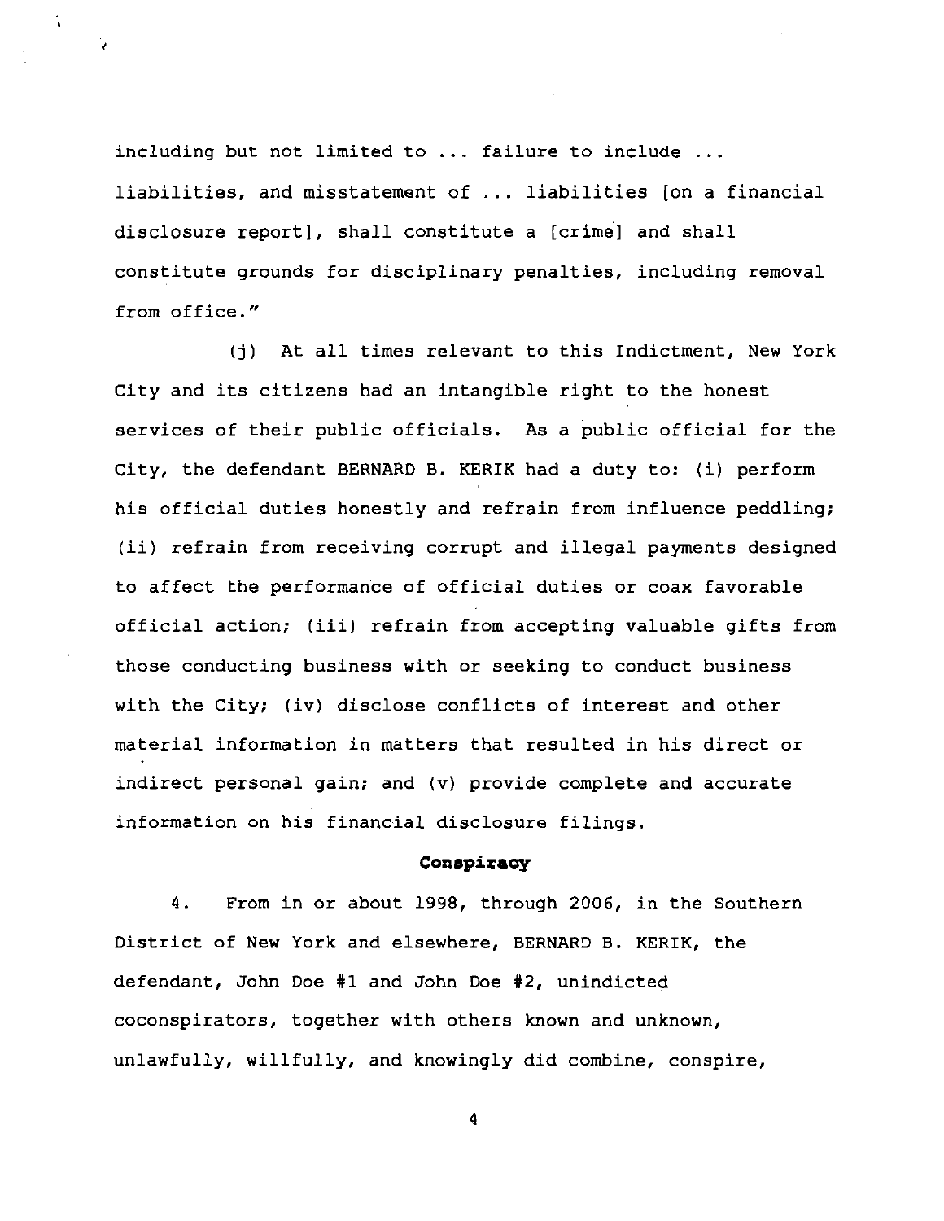including but not limited to ... failure to include ... liabilities, and misstatement of ... liabilities [on a financial disclosure report], shall constitute a [crime] and shall constitute grounds for disciplinary penalties, including removal from office."

(j) At all times relevant to this Indictment, New York City and its citizens had an intangible right to the honest services of their public officials. As a public official for the City, the defendant BERNARD B. KERIK had a duty to: (i) perform his official duties honestly and refrain from influence peddling; (ii) refrain from receiving corrupt and illegal payments designed to affect the performance of official duties or coax favorable official action; (iii) refrain from accepting valuable gifts from those conducting business with or seeking to conduct business with the City; (iv) disclose conflicts of interest and other material information in matters that resulted in his direct or indirect personal gain; and (v) provide complete and accurate information on his financial disclosure filings.

**Conspiracy**

4. From in or about 1998, through 2006, in the Southern District of New York and elsewhere, BERNARD B. KERIK, the defendant, John Doe #1 and John Doe #2, unindicted coconspirators, together with others known and unknown, unlawfully, willfully, and knowingly did combine, conspire,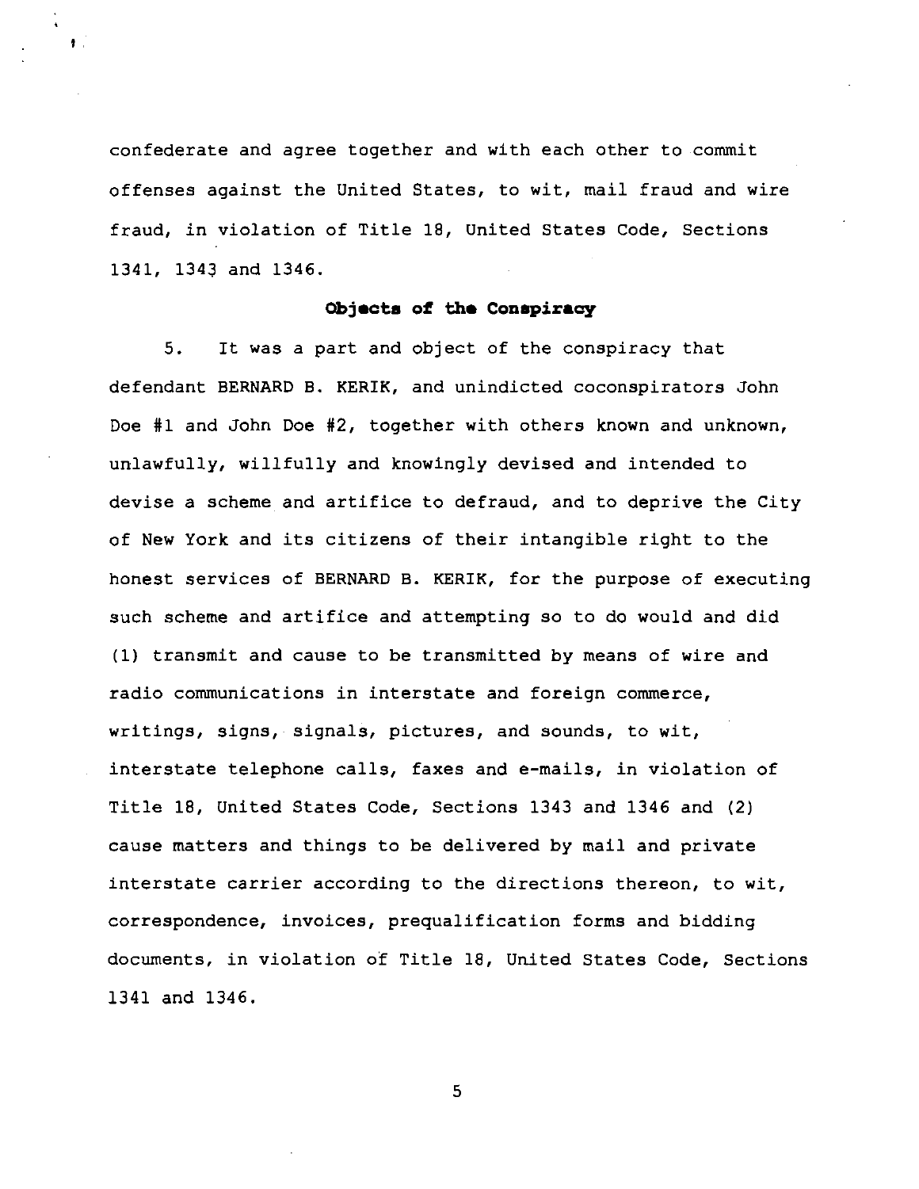confederate and agree together and with each other to commit offenses against the United States, to wit, mail fraud and wire fraud, in violation of Title 18, United States Code, Sections 1341, 1343 and 1346.

**Objects of the Conspiracy**

5. It was a part and object of the conspiracy that defendant BERNARD B. KERIK, and unindicted coconspirators John Doe #1 and John Doe #2, together with others known and unknown, unlawfully, willfully and knowingly devised and intended to devise a scheme and artifice to defraud, and to deprive the City of New York and its citizens of their intangible right to the honest services of BERNARD B. KERIK, for the purpose of executing such scheme and artifice and attempting so to do would and did (1) transmit and cause to be transmitted by means of wire and radio communications in interstate and foreign commerce, writings, signs, signals, pictures, and sounds, to wit, interstate telephone calls, faxes and e-mails, in violation of Title 18, United States Code, Sections 1343 and 1346 and (2) cause matters and things to be delivered by mail and private interstate carrier according to the directions thereon, to wit, correspondence, invoices, prequalification forms and bidding documents, in violation of Title 18, United States Code, Sections 1341 and 1346.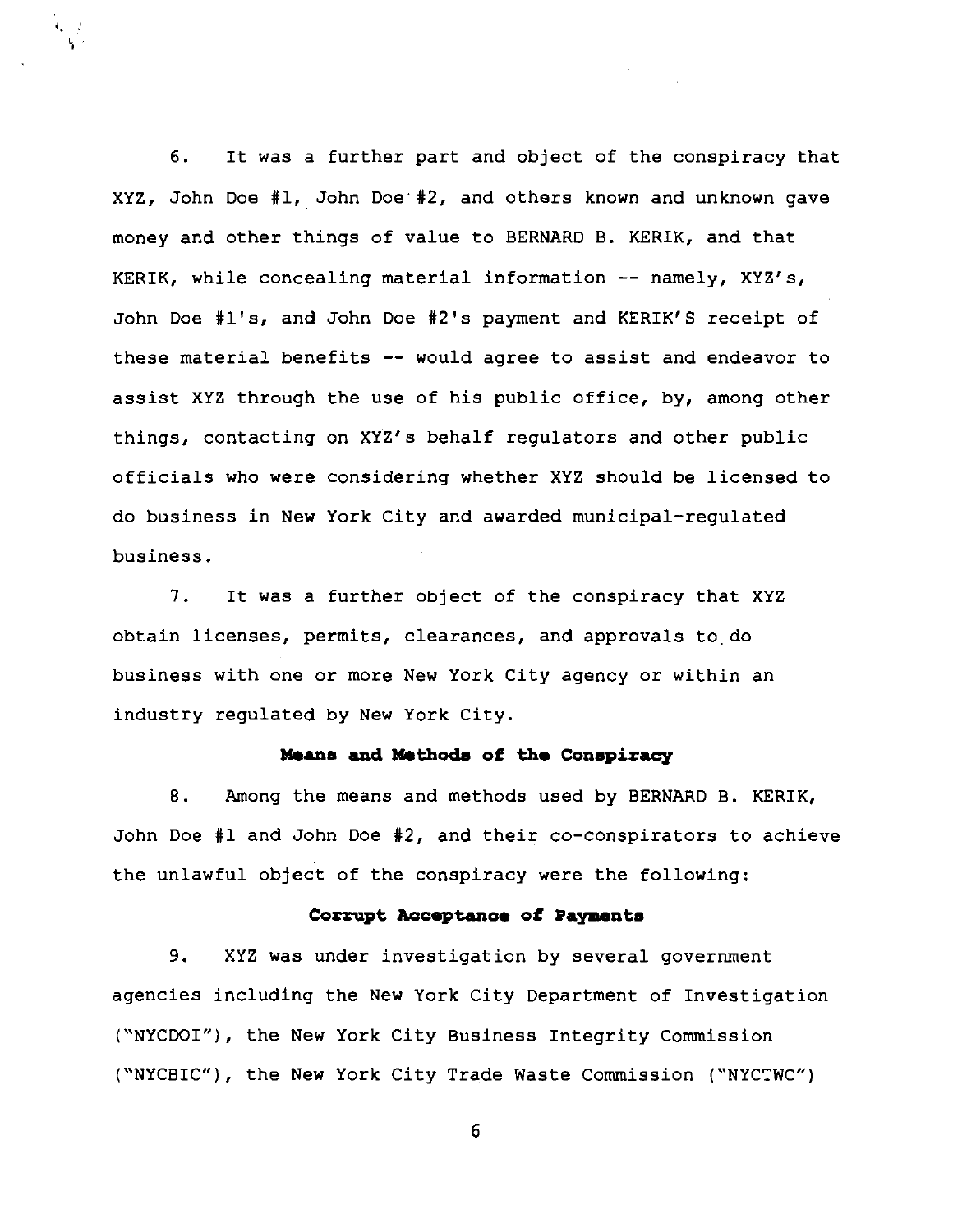6. It was a further part and object of the conspiracy that XYZ, John Doe #1, John Doe #2, and others known and unknown gave money and other things of value to BERNARD B. KERIK, and that KERIK, while concealing material information -- namely, XYZ's, John Doe #1's, and John Doe #2's payment and KERIK'S receipt of these material benefits -- would agree to assist and endeavor to assist XYZ through the use of his public office, by, among other things, contacting on XYZ's behalf regulators and other public officials who were considering whether XYZ should be licensed to do business in New York City and awarded municipal-regulated business.

7. It was a further object of the conspiracy that XYZ obtain licenses, permits, clearances, and approvals to do business with one or more New York City agency or within an industry regulated by New York City.

**Means and Methods of the Conspiracy**

8. Among the means and methods used by BERNARD B. KERIK, John Doe #1 and John Doe #2, and their co-conspirators to achieve the unlawful object of the conspiracy were the following:

**Corrupt Acceptance of Payments**

9. XYZ was under investigation by several government agencies including the New York City Department of Investigation ("NYCDOI"), the New York City Business Integrity Commission ("NYCBIC"), the New York City Trade Waste Commission ("NYCTWC")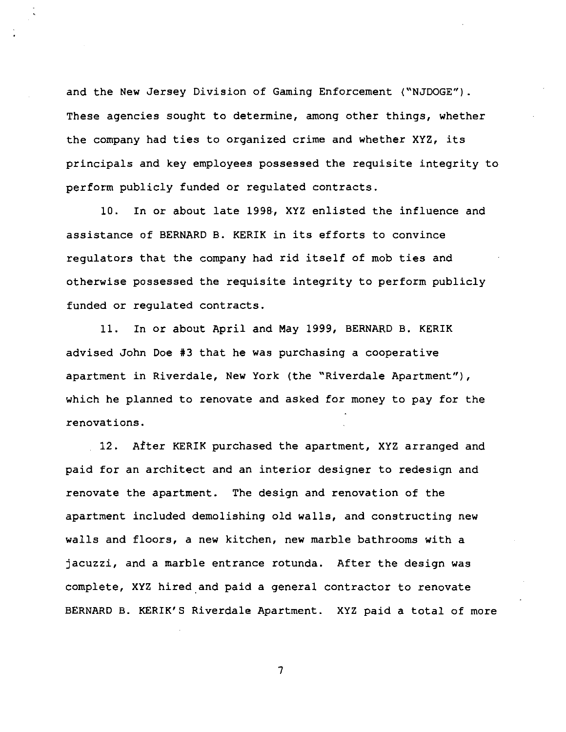and the New Jersey Division of Gaming Enforcement ("NJDOGE"). These agencies sought to determine, among other things, whether the company had ties to organized crime and whether XYZ, its principals and key employees possessed the requisite integrity to perform publicly funded or regulated contracts.

10. In or about late 1998, XYZ enlisted the influence and assistance of BERNARD B. KERIK in its efforts to convince regulators that the company had rid itself of mob ties and otherwise possessed the requisite integrity to perform publicly funded or regulated contracts.

11. In or about April and May 1999, BERNARD B. KERIK advised John Doe #3 that he was purchasing a cooperative apartment in Riverdale, New York (the "Riverdale Apartment"), which he planned to renovate and asked for money to pay for the renovations.

12. After KERIK purchased the apartment, XYZ arranged and paid for an architect and an interior designer to redesign and renovate the apartment. The design and renovation of the apartment included demolishing old walls, and constructing new walls and floors, a new kitchen, new marble bathrooms with a jacuzzi, and a marble entrance rotunda. After the design was complete, XYZ hired and paid a general contractor to renovate BERNARD B. KERIK'S Riverdale Apartment. XYZ paid a total of more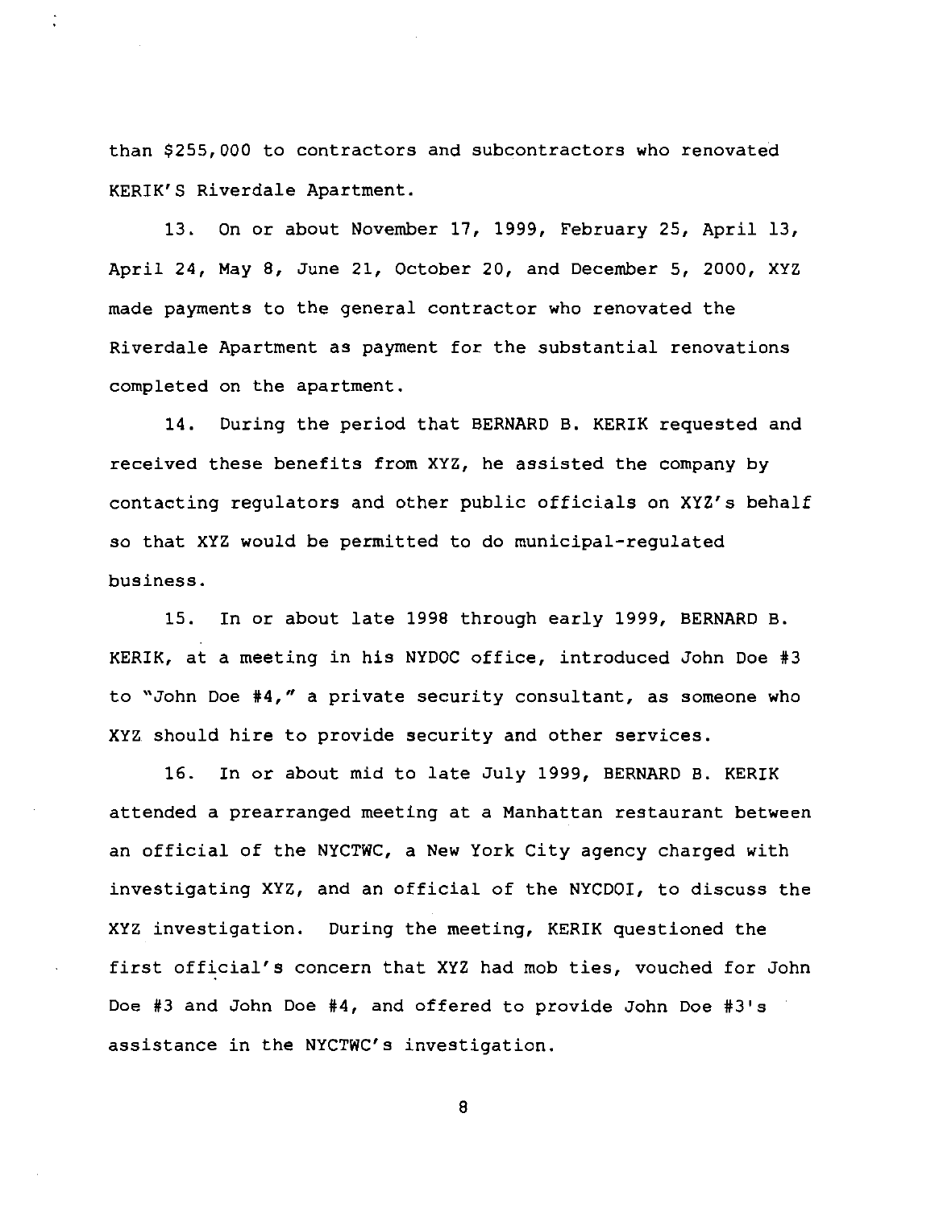than $255,000 to contractors and subcontractors who renovated KERIK'S Riverdale Apartment.

13. On or about November 17, 1999, February 25, April 13, April 24, May 8, June 21, October 20, and December 5, 2000, XYZ made payments to the general contractor who renovated the Riverdale Apartment as payment for the substantial renovations completed on the apartment.

14. During the period that BERNARD B. KERIK requested and received these benefits from XYZ, he assisted the company by contacting regulators and other public officials on XYZ's behalf so that XYZ would be permitted to do municipal-regulated business.

15. In or about late 1998 through early 1999, BERNARD B. KERIK, at a meeting in his NYDOC office, introduced John Doe #3 to "John Doe #4," a private security consultant, as someone who XYZ should hire to provide security and other services.

16. In or about mid to late July 1999, BERNARD B. KERIK attended a prearranged meeting at a Manhattan restaurant between an official of the NYCTWC, a New York City agency charged with investigating XYZ, and an official of the NYCDOI, to discuss the XYZ investigation. During the meeting, KERIK questioned the first official's concern that XYZ had mob ties, vouched for John Doe #3 and John Doe #4, and offered to provide John Doe #3's assistance in the NYCTWC's investigation.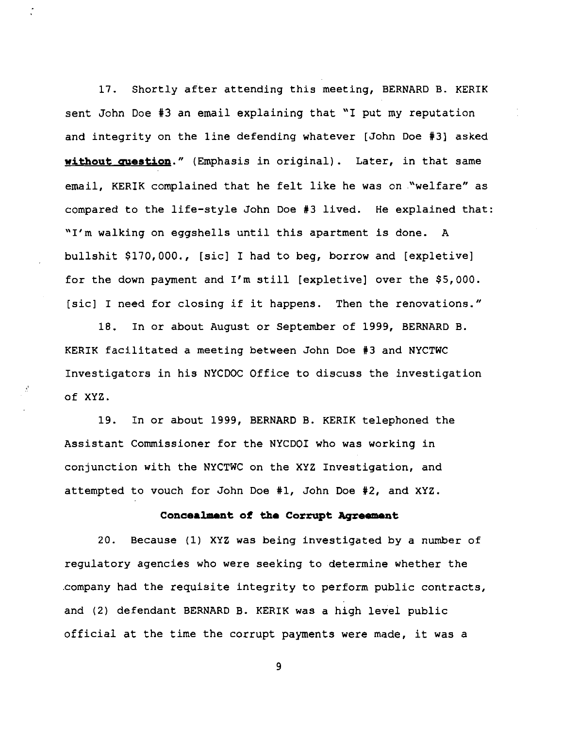17. Shortly after attending this meeting, BERNARD B. KERIK sent John Doe #3 an email explaining that "I put my reputation and integrity on the line defending whatever [John Doe #3] asked **without question**." (Emphasis in original). Later, in that same email, KERIK complained that he felt like he was on "welfare" as compared to the life-style John Doe #3 lived. He explained that: "I'm walking on eggshells until this apartment is done. A bullshit $170,000., [sic] I had to beg, borrow and [expletive] for the down payment and I'm still [expletive] over the $5,000. [sic] I need for closing if it happens. Then the renovations."

18. In or about August or September of 1999, BERNARD B. KERIK facilitated a meeting between John Doe #3 and NYCTWC Investigators in his NYCDOC Office to discuss the investigation of XYZ.

19. In or about 1999, BERNARD B. KERIK telephoned the Assistant Commissioner for the NYCDOI who was working in conjunction with the NYCTWC on the XYZ Investigation, and attempted to vouch for John Doe #1, John Doe #2, and XYZ.

**Concealment of the Corrupt Agreement**

20. Because (1) XYZ was being investigated by a number of regulatory agencies who were seeking to determine whether the company had the requisite integrity to perform public contracts, and (2) defendant BERNARD B. KERIK was a high level public official at the time the corrupt payments were made, it was a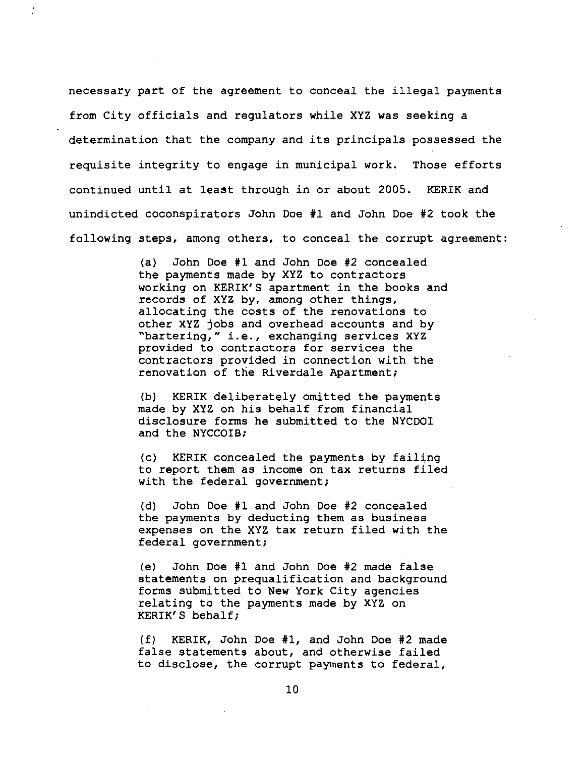necessary part of the agreement to conceal the illegal payments from City officials and regulators while XYZ was seeking a determination that the company and its principals possessed the requisite integrity to engage in municipal work. Those efforts continued until at least through in or about 2005. KERIK and unindicted coconspirators John Doe #1 and John Doe #2 took the following steps, among others, to conceal the corrupt agreement:

> (a) John Doe #1 and John Doe #2 concealed the payments made by XYZ to contractors working on KERIK'S apartment in the books and records of XYZ by, among other things, allocating the costs of the renovations to other XYZ jobs and overhead accounts and by "bartering," i.e., exchanging services XYZ provided to contractors for services the contractors provided in connection with the renovation of the Riverdale Apartment;
>
> (b) KERIK deliberately omitted the payments made by XYZ on his behalf from financial disclosure forms he submitted to the NYCDOI and the NYCCOIB;
>
> (c) KERIK concealed the payments by failing to report them as income on tax returns filed with the federal government;
>
> (d) John Doe #1 and John Doe #2 concealed the payments by deducting them as business expenses on the XYZ tax return filed with the federal government;
>
> (e) John Doe #1 and John Doe #2 made false statements on prequalification and background forms submitted to New York City agencies relating to the payments made by XYZ on KERIK'S behalf;
>
> (f) KERIK, John Doe #1, and John Doe #2 made false statements about, and otherwise failed to disclose, the corrupt payments to federal,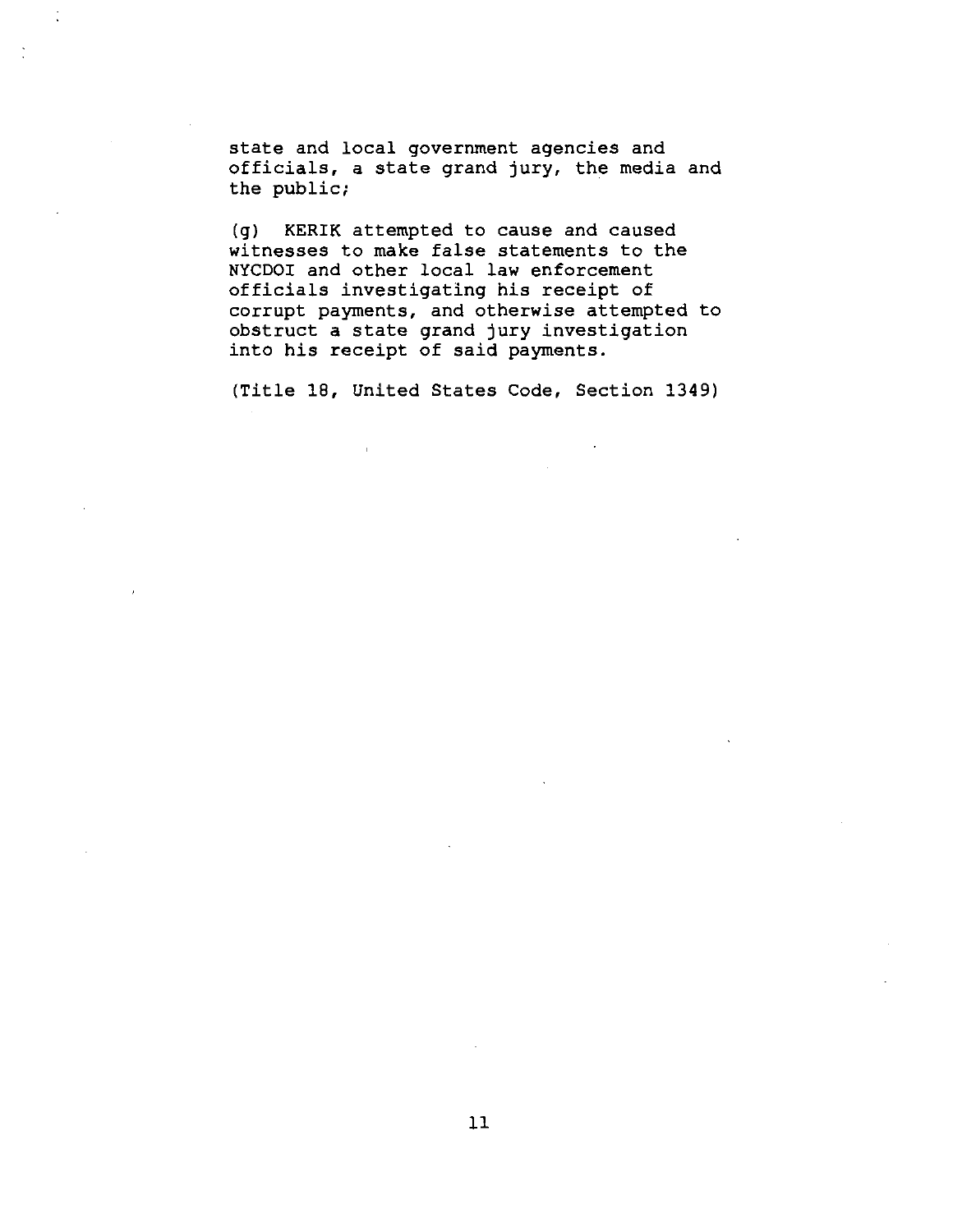state and local government agencies and officials, a state grand jury, the media and the public;

(g) KERIK attempted to cause and caused witnesses to make false statements to the NYCDOI and other local law enforcement officials investigating his receipt of corrupt payments, and otherwise attempted to obstruct a state grand jury investigation into his receipt of said payments.

(Title 18, United States Code, Section 1349)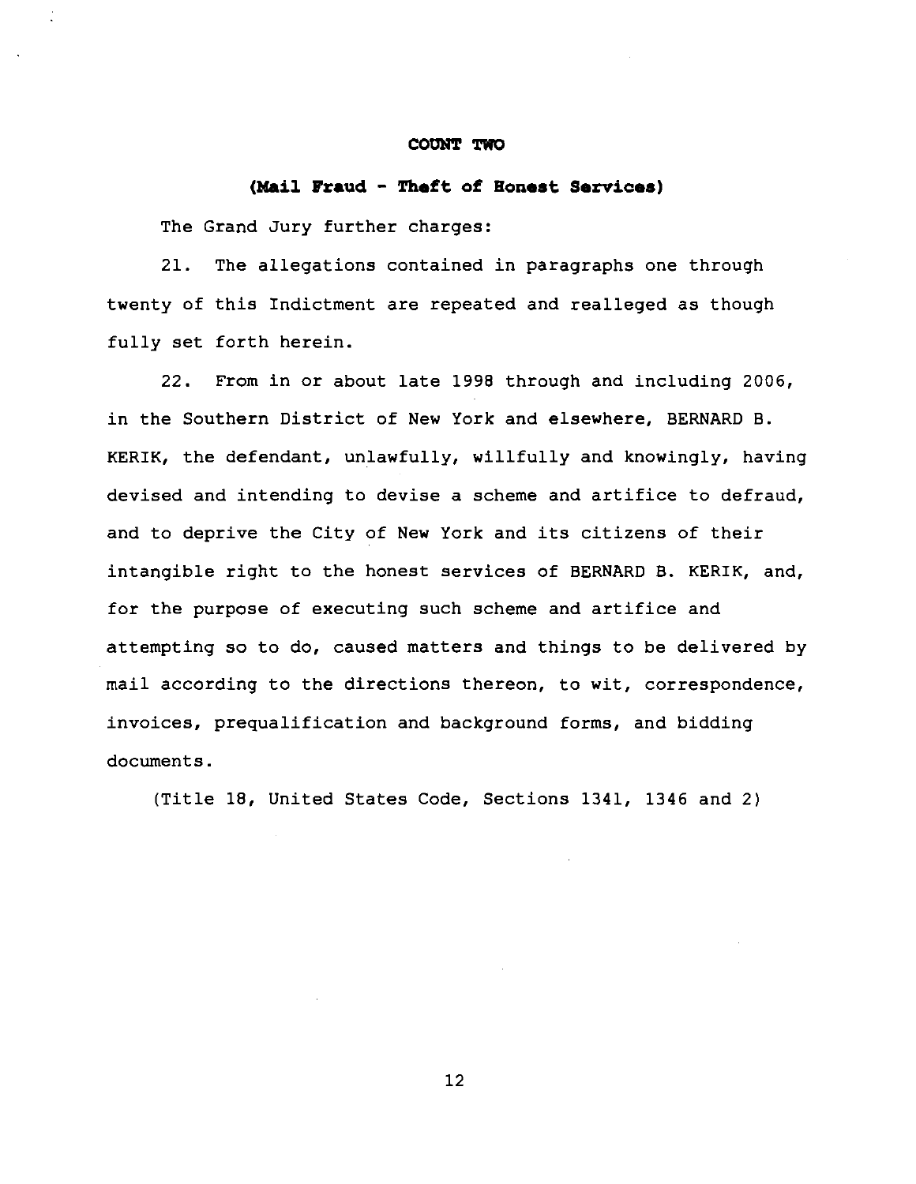## COUNT TWO

### (Mail Fraud - Theft of Honest Services)

The Grand Jury further charges:

21. The allegations contained in paragraphs one through twenty of this Indictment are repeated and realleged as though fully set forth herein.

22. From in or about late 1998 through and including 2006, in the Southern District of New York and elsewhere, BERNARD B. KERIK, the defendant, unlawfully, willfully and knowingly, having devised and intending to devise a scheme and artifice to defraud, and to deprive the City of New York and its citizens of their intangible right to the honest services of BERNARD B. KERIK, and, for the purpose of executing such scheme and artifice and attempting so to do, caused matters and things to be delivered by mail according to the directions thereon, to wit, correspondence, invoices, prequalification and background forms, and bidding documents.

(Title 18, United States Code, Sections 1341, 1346 and 2)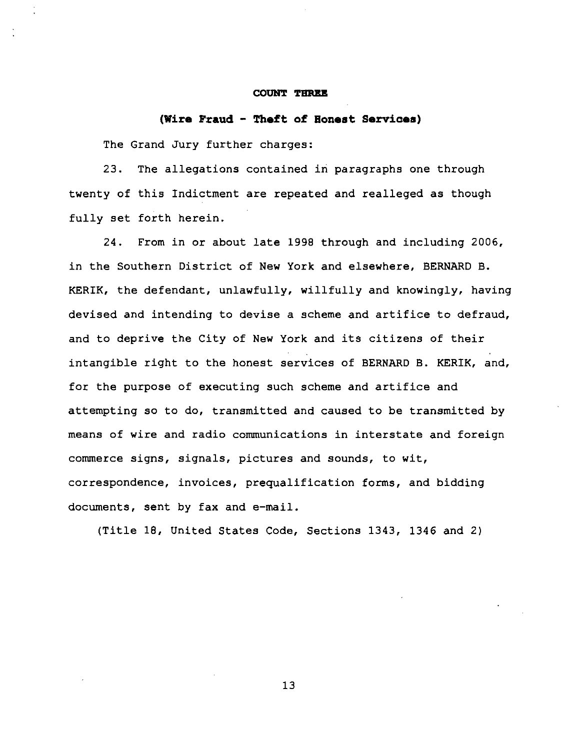**COUNT THREE**

**(Wire Fraud - Theft of Honest Services)**

The Grand Jury further charges:

23. The allegations contained in paragraphs one through twenty of this Indictment are repeated and realleged as though fully set forth herein.

24. From in or about late 1998 through and including 2006, in the Southern District of New York and elsewhere, BERNARD B. KERIK, the defendant, unlawfully, willfully and knowingly, having devised and intending to devise a scheme and artifice to defraud, and to deprive the City of New York and its citizens of their intangible right to the honest services of BERNARD B. KERIK, and, for the purpose of executing such scheme and artifice and attempting so to do, transmitted and caused to be transmitted by means of wire and radio communications in interstate and foreign commerce signs, signals, pictures and sounds, to wit, correspondence, invoices, prequalification forms, and bidding documents, sent by fax and e-mail.

(Title 18, United States Code, Sections 1343, 1346 and 2)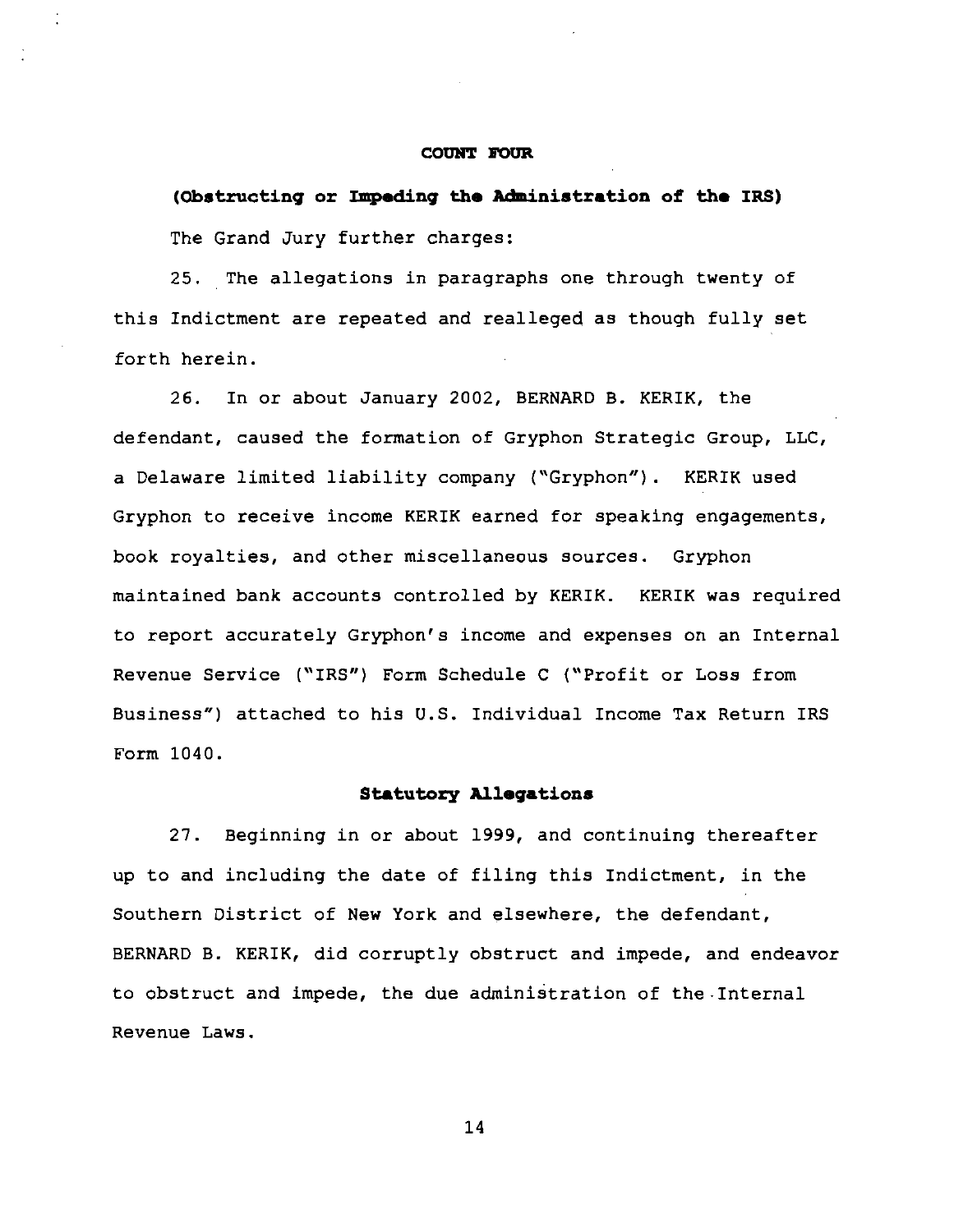**COUNT FOUR**

**(Obstructing or Impeding the Administration of the IRS)**

The Grand Jury further charges:

25. The allegations in paragraphs one through twenty of this Indictment are repeated and realleged as though fully set forth herein.

26. In or about January 2002, BERNARD B. KERIK, the defendant, caused the formation of Gryphon Strategic Group, LLC, a Delaware limited liability company ("Gryphon"). KERIK used Gryphon to receive income KERIK earned for speaking engagements, book royalties, and other miscellaneous sources. Gryphon maintained bank accounts controlled by KERIK. KERIK was required to report accurately Gryphon's income and expenses on an Internal Revenue Service ("IRS") Form Schedule C ("Profit or Loss from Business") attached to his U.S. Individual Income Tax Return IRS Form 1040.

**Statutory Allegations**

27. Beginning in or about 1999, and continuing thereafter up to and including the date of filing this Indictment, in the Southern District of New York and elsewhere, the defendant, BERNARD B. KERIK, did corruptly obstruct and impede, and endeavor to obstruct and impede, the due administration of the Internal Revenue Laws.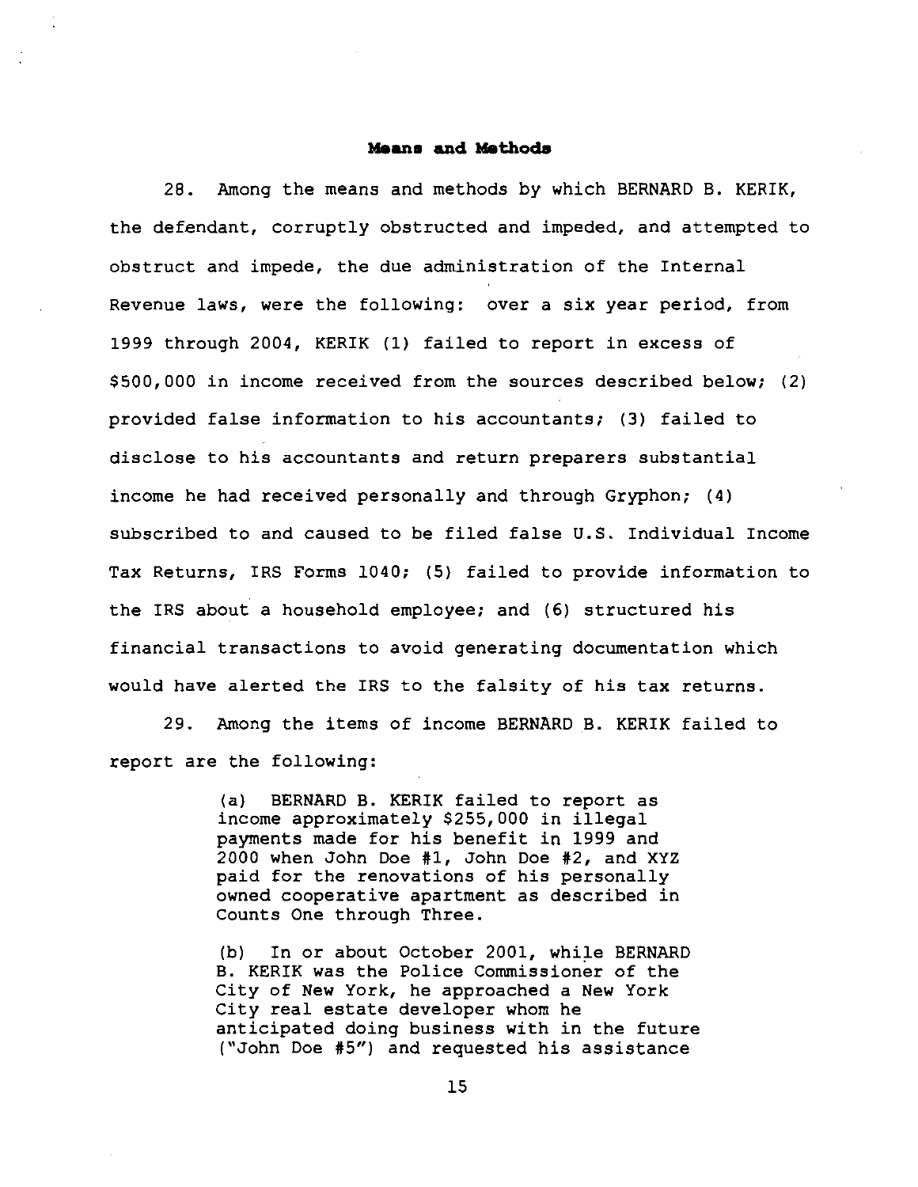**Means and Methods**

28. Among the means and methods by which BERNARD B. KERIK, the defendant, corruptly obstructed and impeded, and attempted to obstruct and impede, the due administration of the Internal Revenue laws, were the following: over a six year period, from 1999 through 2004, KERIK (1) failed to report in excess of $500,000 in income received from the sources described below; (2) provided false information to his accountants; (3) failed to disclose to his accountants and return preparers substantial income he had received personally and through Gryphon; (4) subscribed to and caused to be filed false U.S. Individual Income Tax Returns, IRS Forms 1040; (5) failed to provide information to the IRS about a household employee; and (6) structured his financial transactions to avoid generating documentation which would have alerted the IRS to the falsity of his tax returns.

29. Among the items of income BERNARD B. KERIK failed to report are the following:

> (a) BERNARD B. KERIK failed to report as income approximately $255,000 in illegal payments made for his benefit in 1999 and 2000 when John Doe #1, John Doe #2, and XYZ paid for the renovations of his personally owned cooperative apartment as described in Counts One through Three.
>
> (b) In or about October 2001, while BERNARD B. KERIK was the Police Commissioner of the City of New York, he approached a New York City real estate developer whom he anticipated doing business with in the future ("John Doe #5") and requested his assistance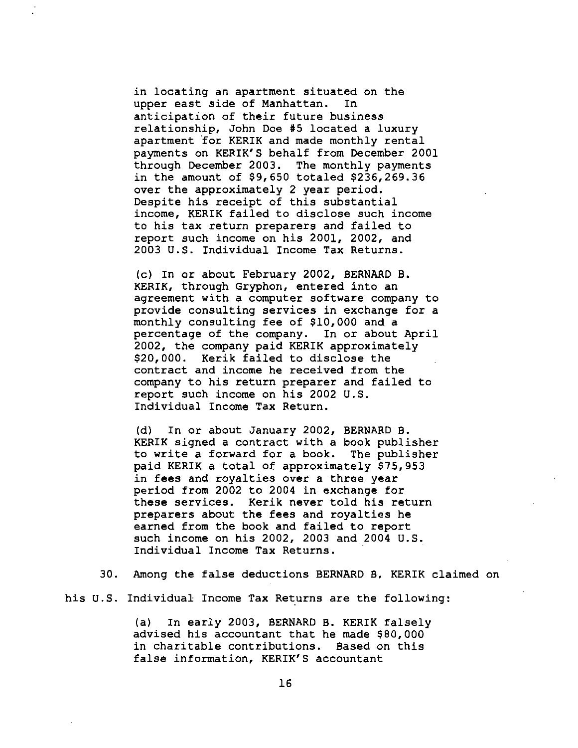in locating an apartment situated on the upper east side of Manhattan. In anticipation of their future business relationship, John Doe #5 located a luxury apartment for KERIK and made monthly rental payments on KERIK'S behalf from December 2001 through December 2003. The monthly payments in the amount of $9,650 totaled $236,269.36 over the approximately 2 year period. Despite his receipt of this substantial income, KERIK failed to disclose such income to his tax return preparers and failed to report such income on his 2001, 2002, and 2003 U.S. Individual Income Tax Returns.

(c) In or about February 2002, BERNARD B. KERIK, through Gryphon, entered into an agreement with a computer software company to provide consulting services in exchange for a monthly consulting fee of $10,000 and a percentage of the company. In or about April 2002, the company paid KERIK approximately $20,000. Kerik failed to disclose the contract and income he received from the company to his return preparer and failed to report such income on his 2002 U.S. Individual Income Tax Return.

(d) In or about January 2002, BERNARD B. KERIK signed a contract with a book publisher to write a forward for a book. The publisher paid KERIK a total of approximately $75,953 in fees and royalties over a three year period from 2002 to 2004 in exchange for these services. Kerik never told his return preparers about the fees and royalties he earned from the book and failed to report such income on his 2002, 2003 and 2004 U.S. Individual Income Tax Returns.

30. Among the false deductions BERNARD B. KERIK claimed on his U.S. Individual Income Tax Returns are the following:

(a) In early 2003, BERNARD B. KERIK falsely advised his accountant that he made $80,000 in charitable contributions. Based on this false information, KERIK'S accountant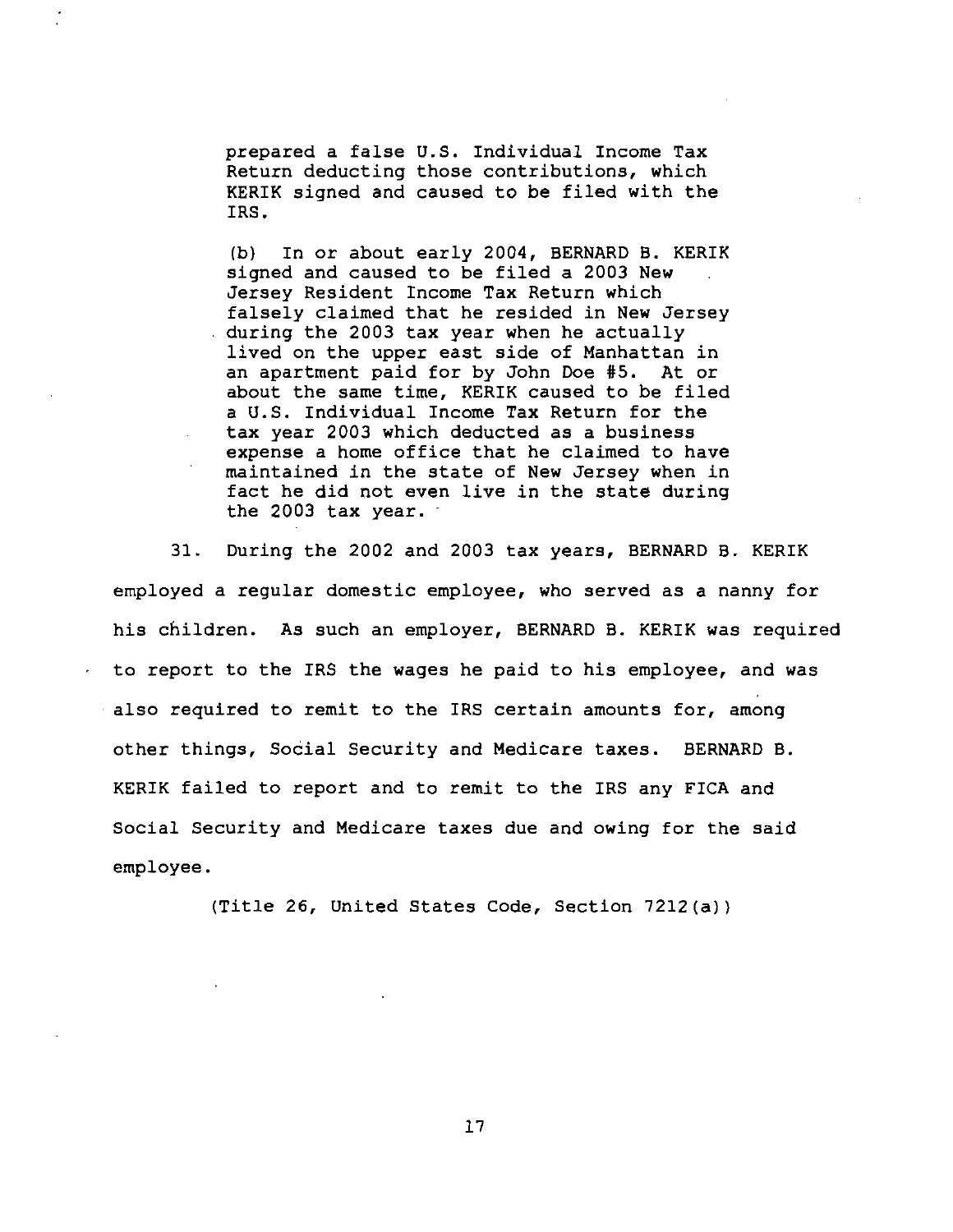prepared a false U.S. Individual Income Tax Return deducting those contributions, which KERIK signed and caused to be filed with the IRS.

(b) In or about early 2004, BERNARD B. KERIK signed and caused to be filed a 2003 New Jersey Resident Income Tax Return which falsely claimed that he resided in New Jersey during the 2003 tax year when he actually lived on the upper east side of Manhattan in an apartment paid for by John Doe #5. At or about the same time, KERIK caused to be filed a U.S. Individual Income Tax Return for the tax year 2003 which deducted as a business expense a home office that he claimed to have maintained in the state of New Jersey when in fact he did not even live in the state during the 2003 tax year.

31. During the 2002 and 2003 tax years, BERNARD B. KERIK employed a regular domestic employee, who served as a nanny for his children. As such an employer, BERNARD B. KERIK was required to report to the IRS the wages he paid to his employee, and was also required to remit to the IRS certain amounts for, among other things, Social Security and Medicare taxes. BERNARD B. KERIK failed to report and to remit to the IRS any FICA and Social Security and Medicare taxes due and owing for the said employee.

(Title 26, United States Code, Section 7212(a))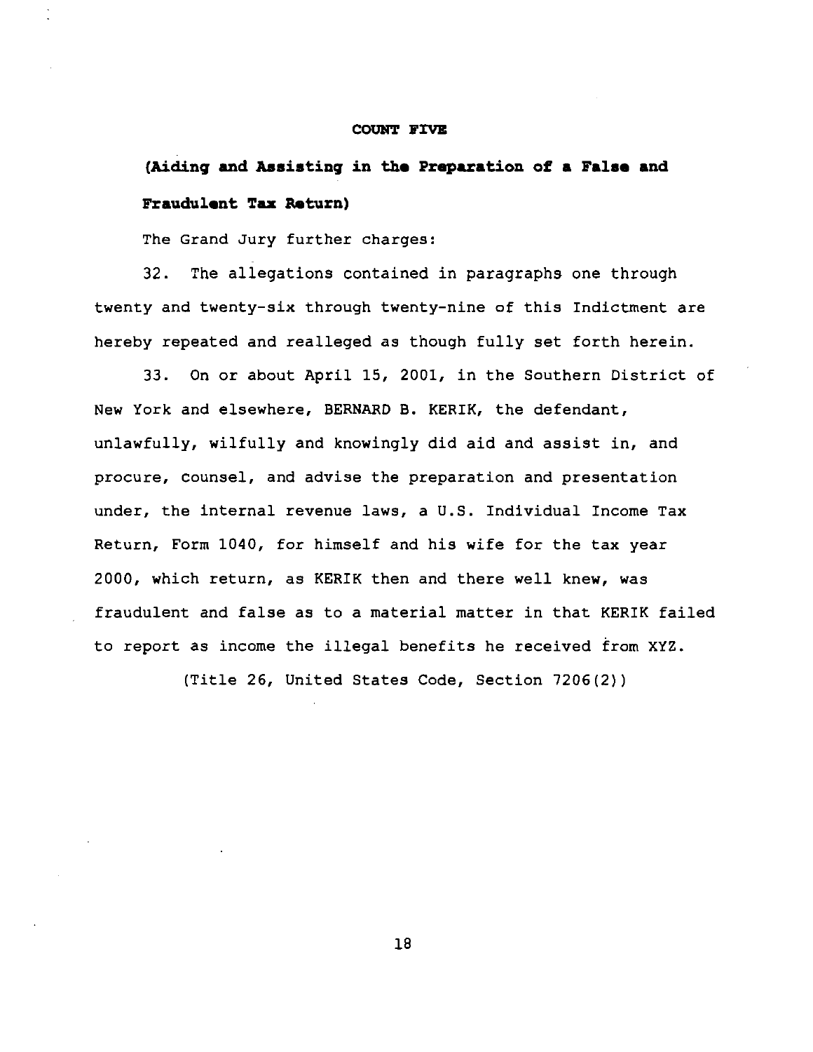**COUNT FIVE**

**(Aiding and Assisting in the Preparation of a False and Fraudulent Tax Return)**

The Grand Jury further charges:

32. The allegations contained in paragraphs one through twenty and twenty-six through twenty-nine of this Indictment are hereby repeated and realleged as though fully set forth herein.

33. On or about April 15, 2001, in the Southern District of New York and elsewhere, BERNARD B. KERIK, the defendant, unlawfully, wilfully and knowingly did aid and assist in, and procure, counsel, and advise the preparation and presentation under, the internal revenue laws, a U.S. Individual Income Tax Return, Form 1040, for himself and his wife for the tax year 2000, which return, as KERIK then and there well knew, was fraudulent and false as to a material matter in that KERIK failed to report as income the illegal benefits he received from XYZ.

(Title 26, United States Code, Section 7206(2))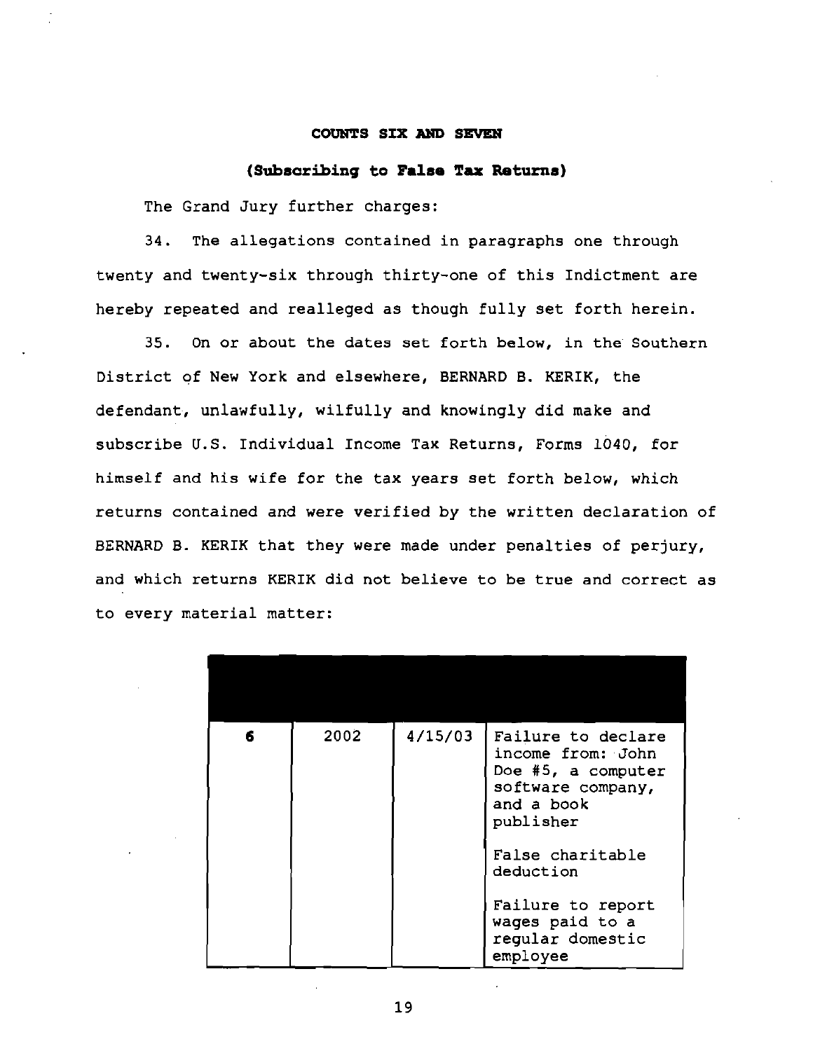**COUNTS SIX AND SEVEN**

**(Subscribing to False Tax Returns)**

The Grand Jury further charges:

34. The allegations contained in paragraphs one through twenty and twenty-six through thirty-one of this Indictment are hereby repeated and realleged as though fully set forth herein.

35. On or about the dates set forth below, in the Southern District of New York and elsewhere, BERNARD B. KERIK, the defendant, unlawfully, wilfully and knowingly did make and subscribe U.S. Individual Income Tax Returns, Forms 1040, for himself and his wife for the tax years set forth below, which returns contained and were verified by the written declaration of BERNARD B. KERIK that they were made under penalties of perjury, and which returns KERIK did not believe to be true and correct as to every material matter:

| | | | |
|---|---|---|---|
| **6** | 2002 | 4/15/03 | Failure to declare income from: John Doe #5, a computer software company, and a book publisher<br><br>False charitable deduction<br><br>Failure to report wages paid to a regular domestic employee |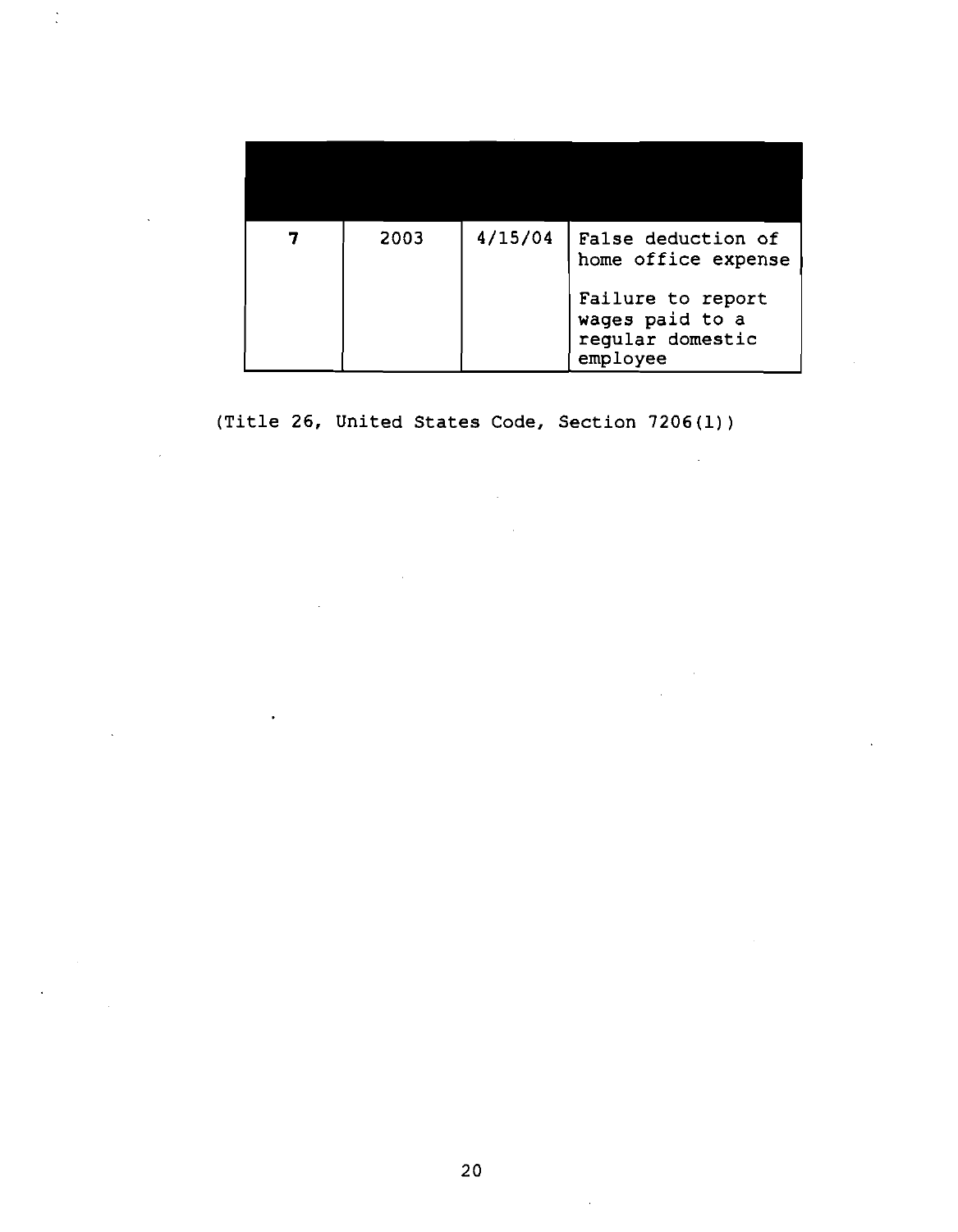| | | | |
|---|---|---|---|
| 7 | 2003 | 4/15/04 | False deduction of home office expense<br><br>Failure to report wages paid to a regular domestic employee |

(Title 26, United States Code, Section 7206(1))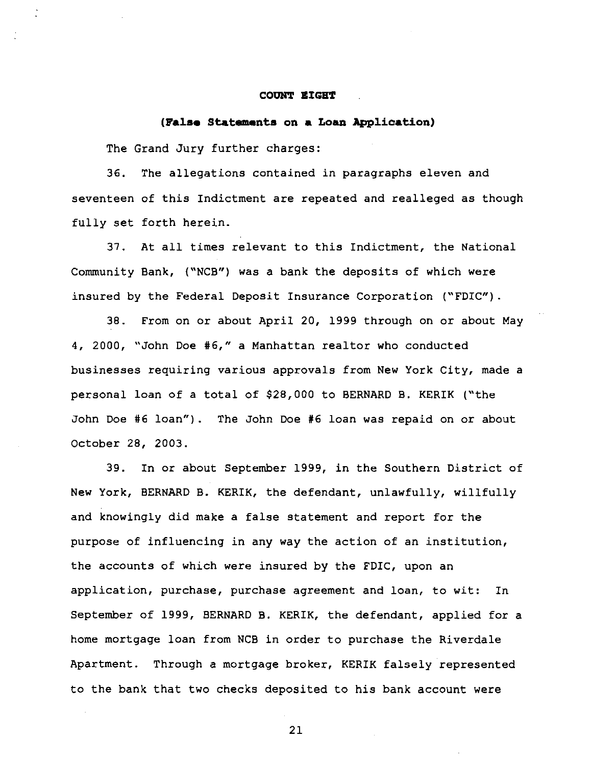**COUNT EIGHT**

**(False Statements on a Loan Application)**

The Grand Jury further charges:

36. The allegations contained in paragraphs eleven and seventeen of this Indictment are repeated and realleged as though fully set forth herein.

37. At all times relevant to this Indictment, the National Community Bank, ("NCB") was a bank the deposits of which were insured by the Federal Deposit Insurance Corporation ("FDIC").

38. From on or about April 20, 1999 through on or about May 4, 2000, "John Doe #6," a Manhattan realtor who conducted businesses requiring various approvals from New York City, made a personal loan of a total of $28,000 to BERNARD B. KERIK ("the John Doe #6 loan"). The John Doe #6 loan was repaid on or about October 28, 2003.

39. In or about September 1999, in the Southern District of New York, BERNARD B. KERIK, the defendant, unlawfully, willfully and knowingly did make a false statement and report for the purpose of influencing in any way the action of an institution, the accounts of which were insured by the FDIC, upon an application, purchase, purchase agreement and loan, to wit: In September of 1999, BERNARD B. KERIK, the defendant, applied for a home mortgage loan from NCB in order to purchase the Riverdale Apartment. Through a mortgage broker, KERIK falsely represented to the bank that two checks deposited to his bank account were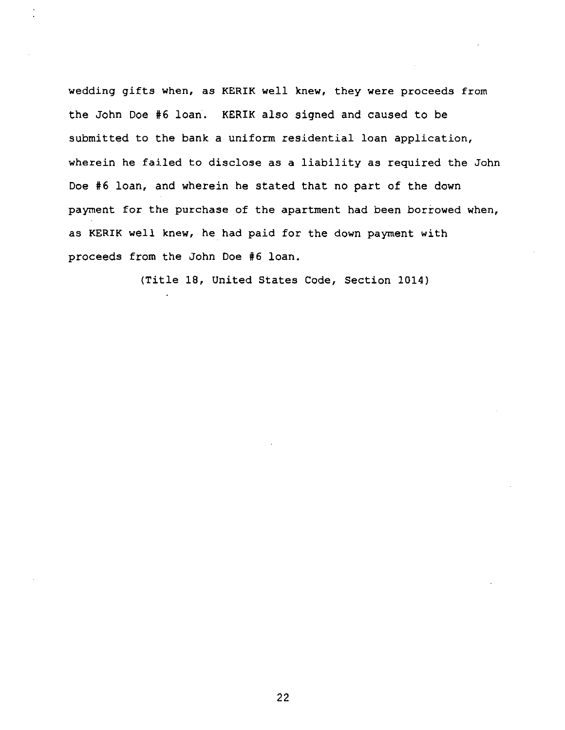wedding gifts when, as KERIK well knew, they were proceeds from the John Doe #6 loan. KERIK also signed and caused to be submitted to the bank a uniform residential loan application, wherein he failed to disclose as a liability as required the John Doe #6 loan, and wherein he stated that no part of the down payment for the purchase of the apartment had been borrowed when, as KERIK well knew, he had paid for the down payment with proceeds from the John Doe #6 loan.

(Title 18, United States Code, Section 1014)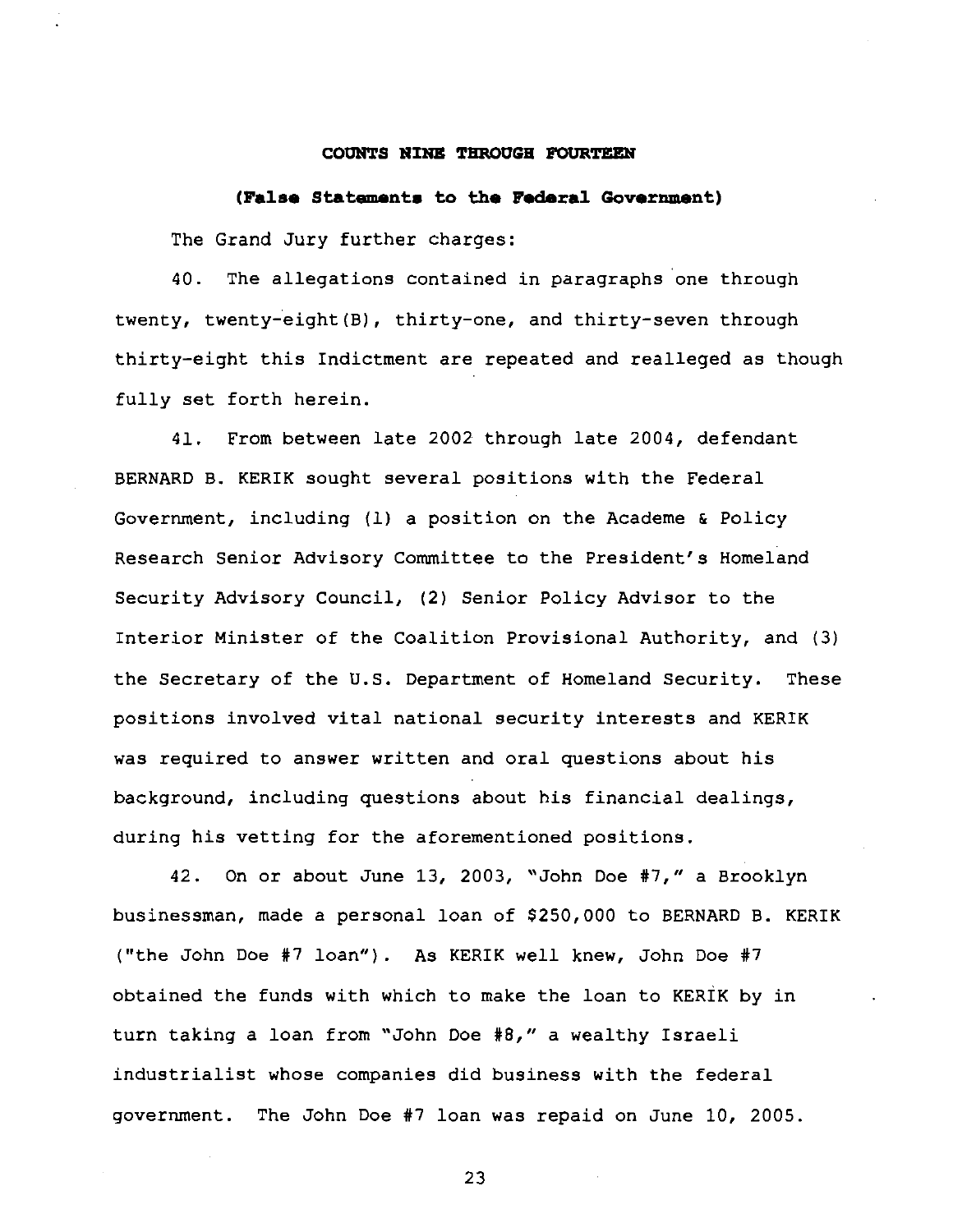**COUNTS NINE THROUGH FOURTEEN**

**(False Statements to the Federal Government)**

The Grand Jury further charges:

40. The allegations contained in paragraphs one through twenty, twenty-eight(B), thirty-one, and thirty-seven through thirty-eight this Indictment are repeated and realleged as though fully set forth herein.

41. From between late 2002 through late 2004, defendant BERNARD B. KERIK sought several positions with the Federal Government, including (1) a position on the Academe & Policy Research Senior Advisory Committee to the President's Homeland Security Advisory Council, (2) Senior Policy Advisor to the Interior Minister of the Coalition Provisional Authority, and (3) the Secretary of the U.S. Department of Homeland Security. These positions involved vital national security interests and KERIK was required to answer written and oral questions about his background, including questions about his financial dealings, during his vetting for the aforementioned positions.

42. On or about June 13, 2003, "John Doe #7," a Brooklyn businessman, made a personal loan of $250,000 to BERNARD B. KERIK ("the John Doe #7 loan"). As KERIK well knew, John Doe #7 obtained the funds with which to make the loan to KERIK by in turn taking a loan from "John Doe #8," a wealthy Israeli industrialist whose companies did business with the federal government. The John Doe #7 loan was repaid on June 10, 2005.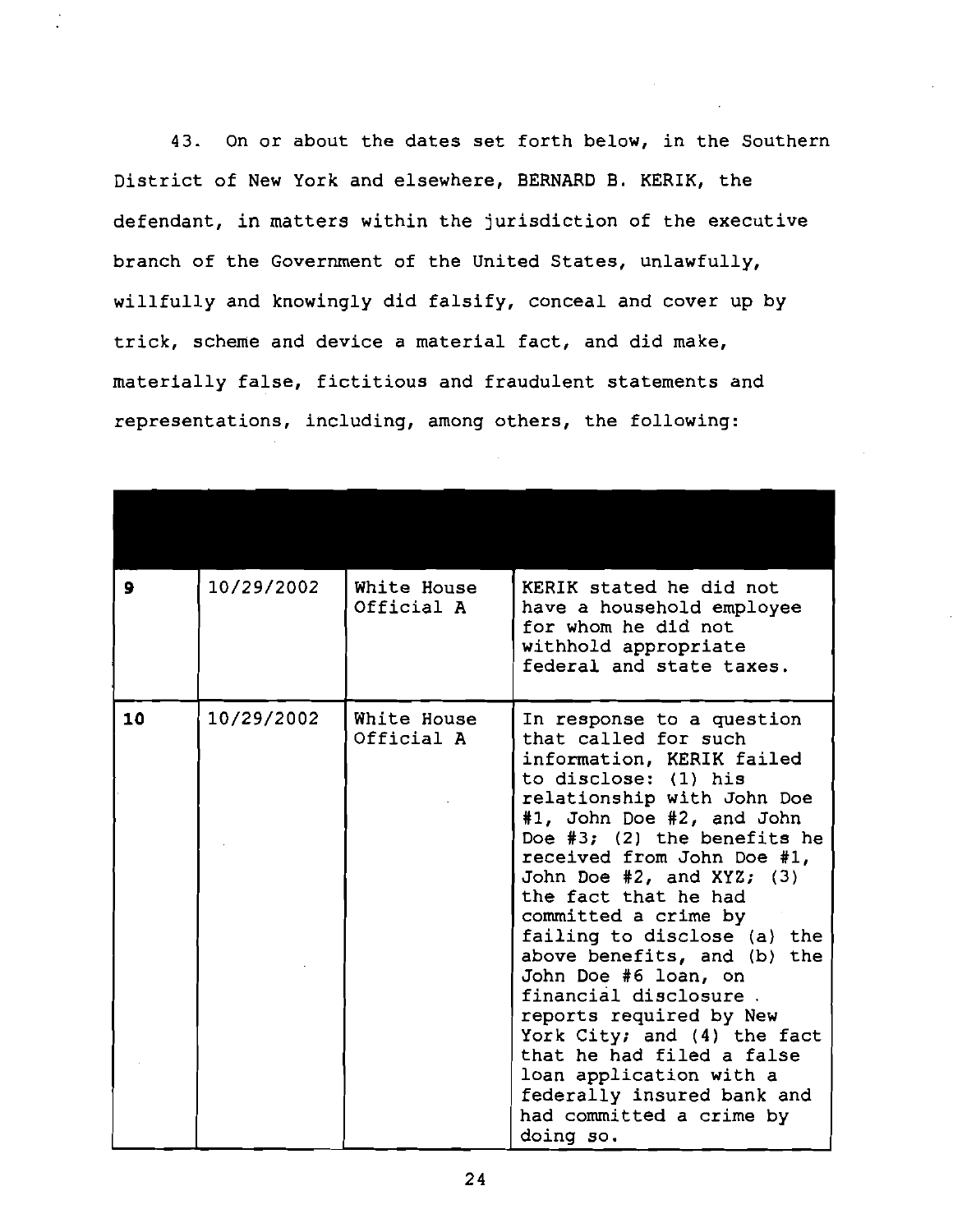43. On or about the dates set forth below, in the Southern District of New York and elsewhere, BERNARD B. KERIK, the defendant, in matters within the jurisdiction of the executive branch of the Government of the United States, unlawfully, willfully and knowingly did falsify, conceal and cover up by trick, scheme and device a material fact, and did make, materially false, fictitious and fraudulent statements and representations, including, among others, the following:

| | | | |
|---|---|---|---|
| **9** | 10/29/2002 | White House Official A | KERIK stated he did not have a household employee for whom he did not withhold appropriate federal and state taxes. |
| **10** | 10/29/2002 | White House Official A | In response to a question that called for such information, KERIK failed to disclose: (1) his relationship with John Doe #1, John Doe #2, and John Doe #3; (2) the benefits he received from John Doe #1, John Doe #2, and XYZ; (3) the fact that he had committed a crime by failing to disclose (a) the above benefits, and (b) the John Doe #6 loan, on financial disclosure reports required by New York City; and (4) the fact that he had filed a false loan application with a federally insured bank and had committed a crime by doing so. |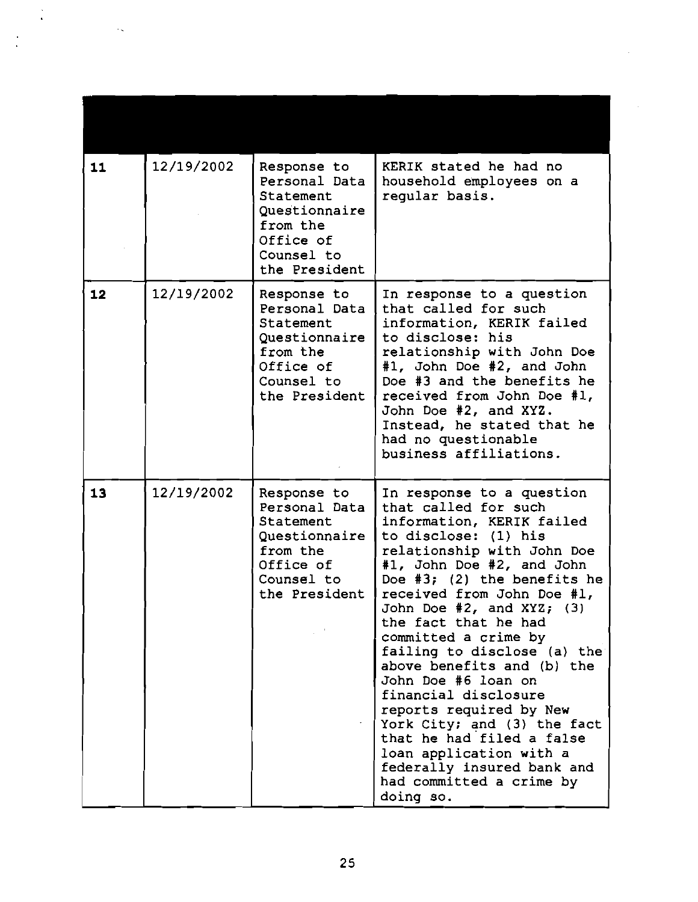| | | | |
|---|---|---|---|
| 11 | 12/19/2002 | Response to Personal Data Statement Questionnaire from the Office of Counsel to the President | KERIK stated he had no household employees on a regular basis. |
| 12 | 12/19/2002 | Response to Personal Data Statement Questionnaire from the Office of Counsel to the President | In response to a question that called for such information, KERIK failed to disclose: his relationship with John Doe #1, John Doe #2, and John Doe #3 and the benefits he received from John Doe #1, John Doe #2, and XYZ. Instead, he stated that he had no questionable business affiliations. |
| 13 | 12/19/2002 | Response to Personal Data Statement Questionnaire from the Office of Counsel to the President | In response to a question that called for such information, KERIK failed to disclose: (1) his relationship with John Doe #1, John Doe #2, and John Doe #3; (2) the benefits he received from John Doe #1, John Doe #2, and XYZ; (3) the fact that he had committed a crime by failing to disclose (a) the above benefits and (b) the John Doe #6 loan on financial disclosure reports required by New York City; and (3) the fact that he had filed a false loan application with a federally insured bank and had committed a crime by doing so. |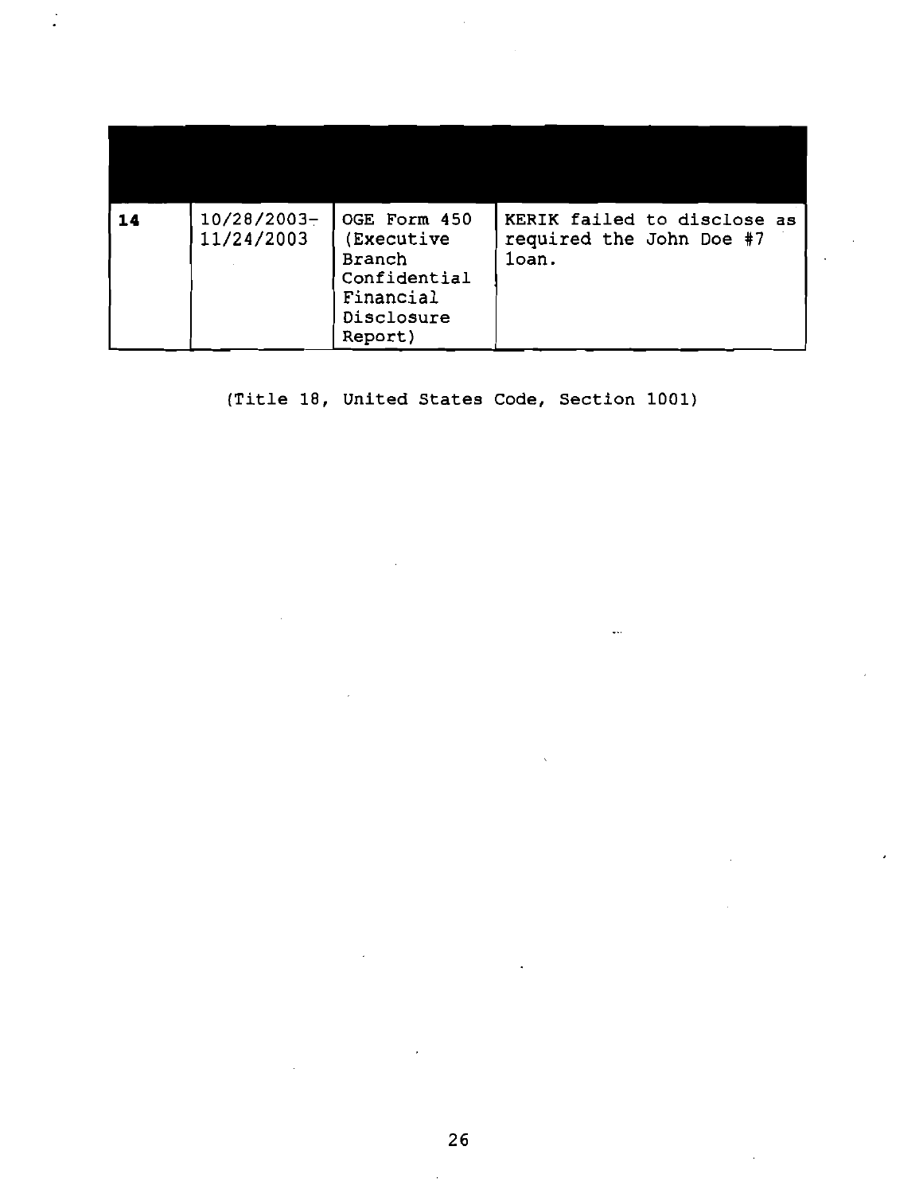| | | | |
|---|---|---|---|
| **14** | 10/28/2003-11/24/2003 | OGE Form 450 (Executive Branch Confidential Financial Disclosure Report) | KERIK failed to disclose as required the John Doe #7 loan. |

(Title 18, United States Code, Section 1001)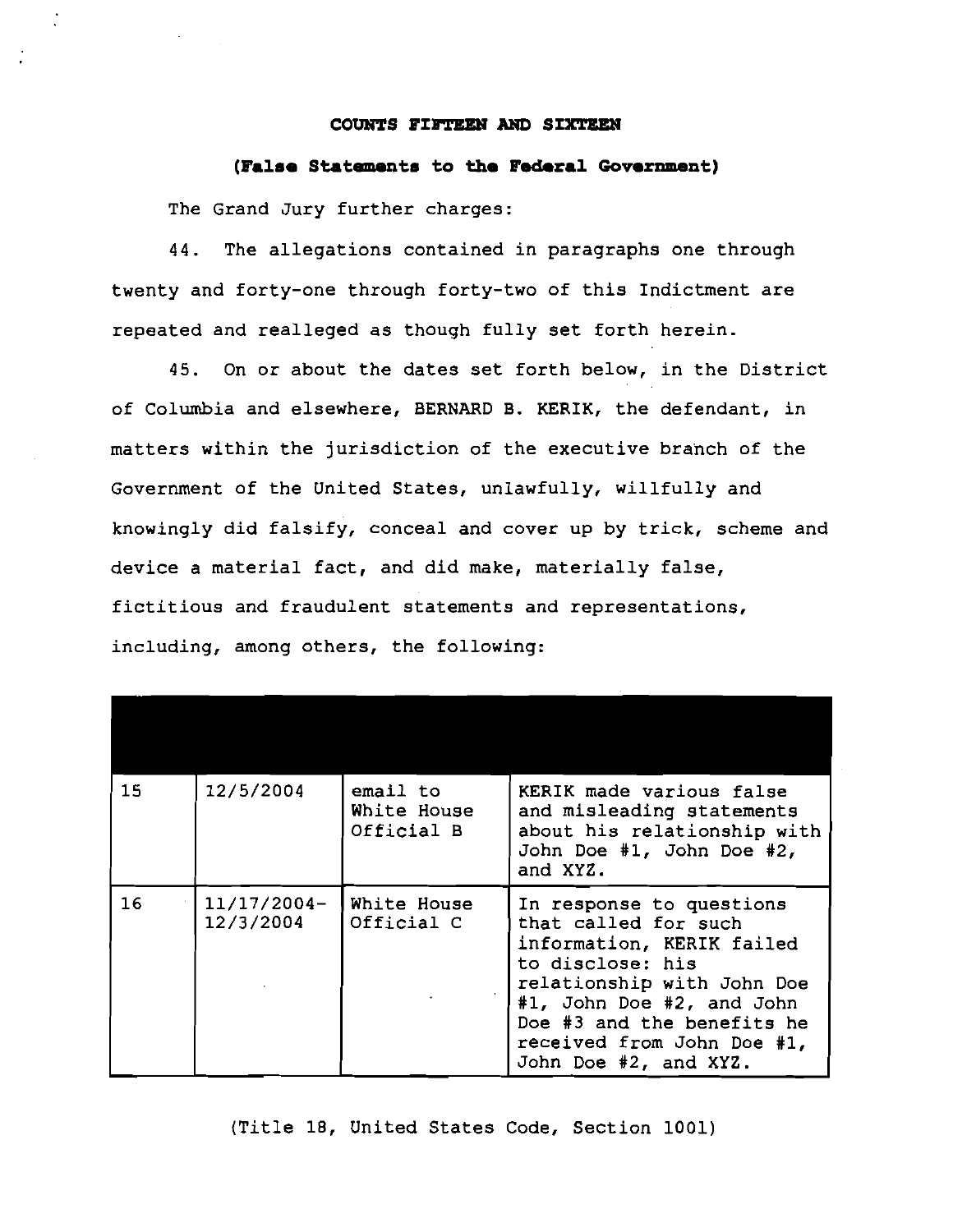**COUNTS FIFTEEN AND SIXTEEN**

**(False Statements to the Federal Government)**

The Grand Jury further charges:

44. The allegations contained in paragraphs one through twenty and forty-one through forty-two of this Indictment are repeated and realleged as though fully set forth herein.

45. On or about the dates set forth below, in the District of Columbia and elsewhere, BERNARD B. KERIK, the defendant, in matters within the jurisdiction of the executive branch of the Government of the United States, unlawfully, willfully and knowingly did falsify, conceal and cover up by trick, scheme and device a material fact, and did make, materially false, fictitious and fraudulent statements and representations, including, among others, the following:

| | | | |
|---|---|---|---|
| 15 | 12/5/2004 | email to White House Official B | KERIK made various false and misleading statements about his relationship with John Doe #1, John Doe #2, and XYZ. |
| 16 | 11/17/2004-12/3/2004 | White House Official C | In response to questions that called for such information, KERIK failed to disclose: his relationship with John Doe #1, John Doe #2, and John Doe #3 and the benefits he received from John Doe #1, John Doe #2, and XYZ. |

(Title 18, United States Code, Section 1001)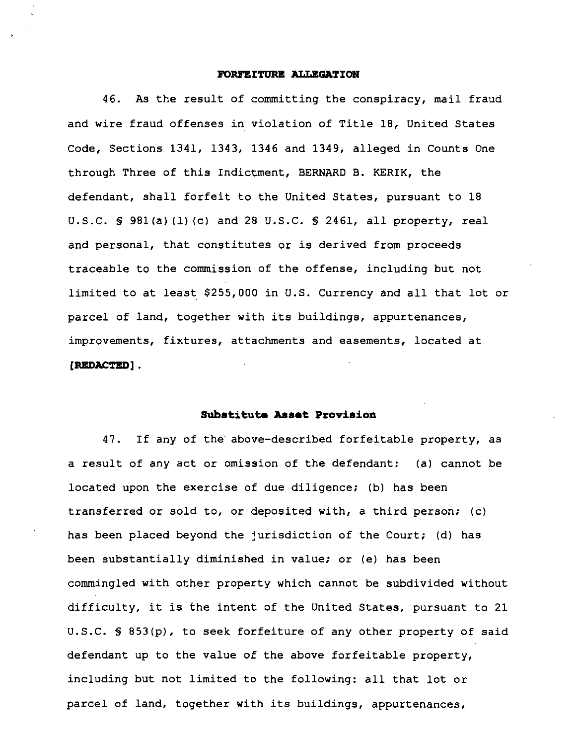**FORFEITURE ALLEGATION**

46. As the result of committing the conspiracy, mail fraud and wire fraud offenses in violation of Title 18, United States Code, Sections 1341, 1343, 1346 and 1349, alleged in Counts One through Three of this Indictment, BERNARD B. KERIK, the defendant, shall forfeit to the United States, pursuant to 18 U.S.C. § 981(a)(1)(c) and 28 U.S.C. § 2461, all property, real and personal, that constitutes or is derived from proceeds traceable to the commission of the offense, including but not limited to at least $255,000 in U.S. Currency and all that lot or parcel of land, together with its buildings, appurtenances, improvements, fixtures, attachments and easements, located at **[REDACTED]**.

**Substitute Asset Provision**

47. If any of the above-described forfeitable property, as a result of any act or omission of the defendant: (a) cannot be located upon the exercise of due diligence; (b) has been transferred or sold to, or deposited with, a third person; (c) has been placed beyond the jurisdiction of the Court; (d) has been substantially diminished in value; or (e) has been commingled with other property which cannot be subdivided without difficulty, it is the intent of the United States, pursuant to 21 U.S.C. § 853(p), to seek forfeiture of any other property of said defendant up to the value of the above forfeitable property, including but not limited to the following: all that lot or parcel of land, together with its buildings, appurtenances,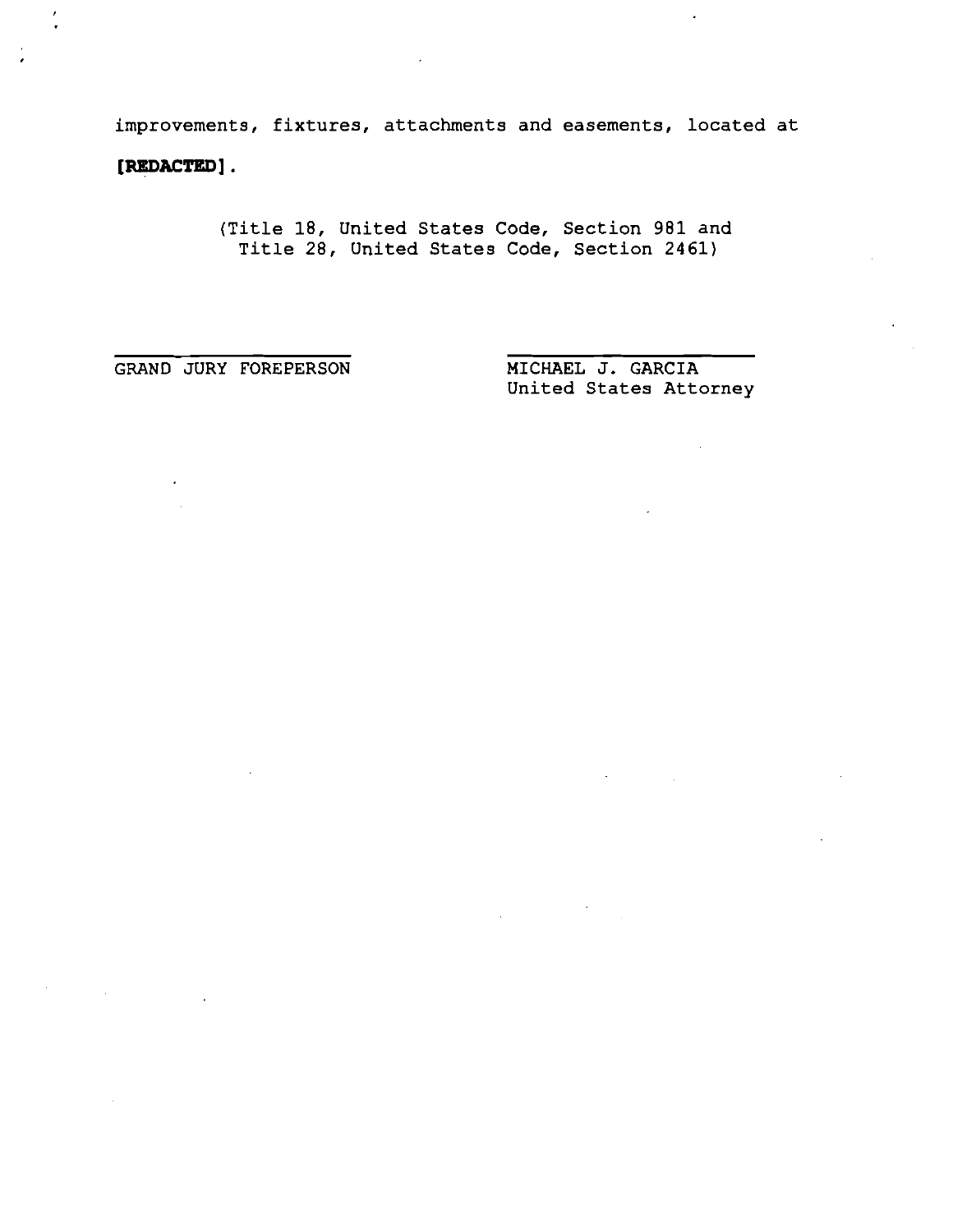improvements, fixtures, attachments and easements, located at

**[REDACTED]**.

(Title 18, United States Code, Section 981 and Title 28, United States Code, Section 2461)

GRAND JURY FOREPERSON

MICHAEL J. GARCIA
United States Attorney